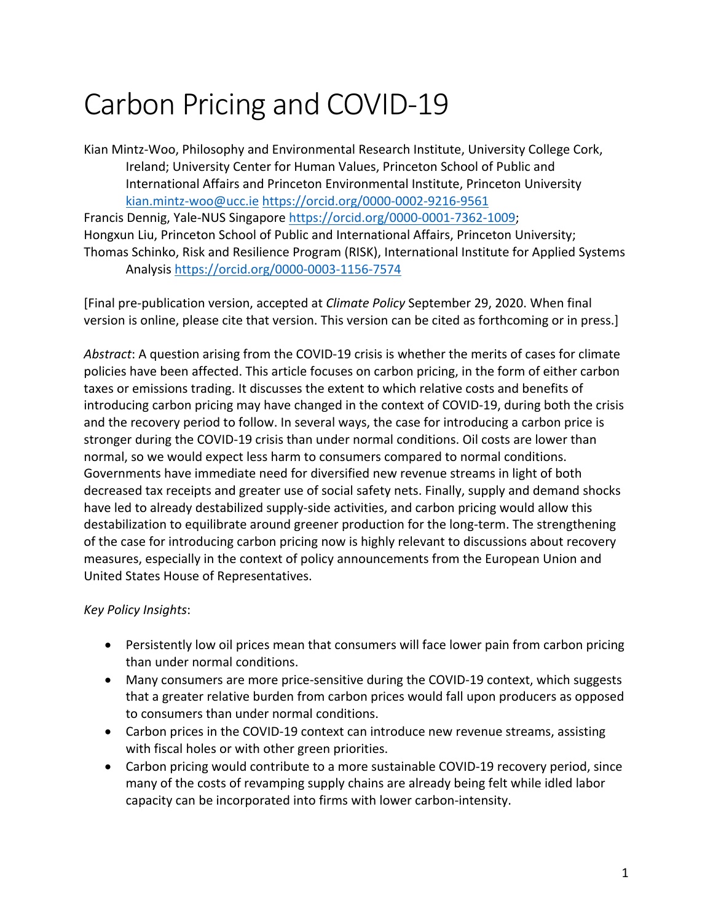# Carbon Pricing and COVID-19

Kian Mintz-Woo, Philosophy and Environmental Research Institute, University College Cork, Ireland; University Center for Human Values, Princeton School of Public and International Affairs and Princeton Environmental Institute, Princeton University kian.mintz-woo@ucc.ie https://orcid.org/0000-0002-9216-9561

Francis Dennig, Yale-NUS Singapore https://orcid.org/0000-0001-7362-1009;

Hongxun Liu, Princeton School of Public and International Affairs, Princeton University;

Thomas Schinko, Risk and Resilience Program (RISK), International Institute for Applied Systems Analysis https://orcid.org/0000-0003-1156-7574

[Final pre-publication version, accepted at *Climate Policy* September 29, 2020. When final version is online, please cite that version. This version can be cited as forthcoming or in press.]

*Abstract*: A question arising from the COVID-19 crisis is whether the merits of cases for climate policies have been affected. This article focuses on carbon pricing, in the form of either carbon taxes or emissions trading. It discusses the extent to which relative costs and benefits of introducing carbon pricing may have changed in the context of COVID-19, during both the crisis and the recovery period to follow. In several ways, the case for introducing a carbon price is stronger during the COVID-19 crisis than under normal conditions. Oil costs are lower than normal, so we would expect less harm to consumers compared to normal conditions. Governments have immediate need for diversified new revenue streams in light of both decreased tax receipts and greater use of social safety nets. Finally, supply and demand shocks have led to already destabilized supply-side activities, and carbon pricing would allow this destabilization to equilibrate around greener production for the long-term. The strengthening of the case for introducing carbon pricing now is highly relevant to discussions about recovery measures, especially in the context of policy announcements from the European Union and United States House of Representatives.

*Key Policy Insights*:

- Persistently low oil prices mean that consumers will face lower pain from carbon pricing than under normal conditions.
- Many consumers are more price-sensitive during the COVID-19 context, which suggests that a greater relative burden from carbon prices would fall upon producers as opposed to consumers than under normal conditions.
- Carbon prices in the COVID-19 context can introduce new revenue streams, assisting with fiscal holes or with other green priorities.
- Carbon pricing would contribute to a more sustainable COVID-19 recovery period, since many of the costs of revamping supply chains are already being felt while idled labor capacity can be incorporated into firms with lower carbon-intensity.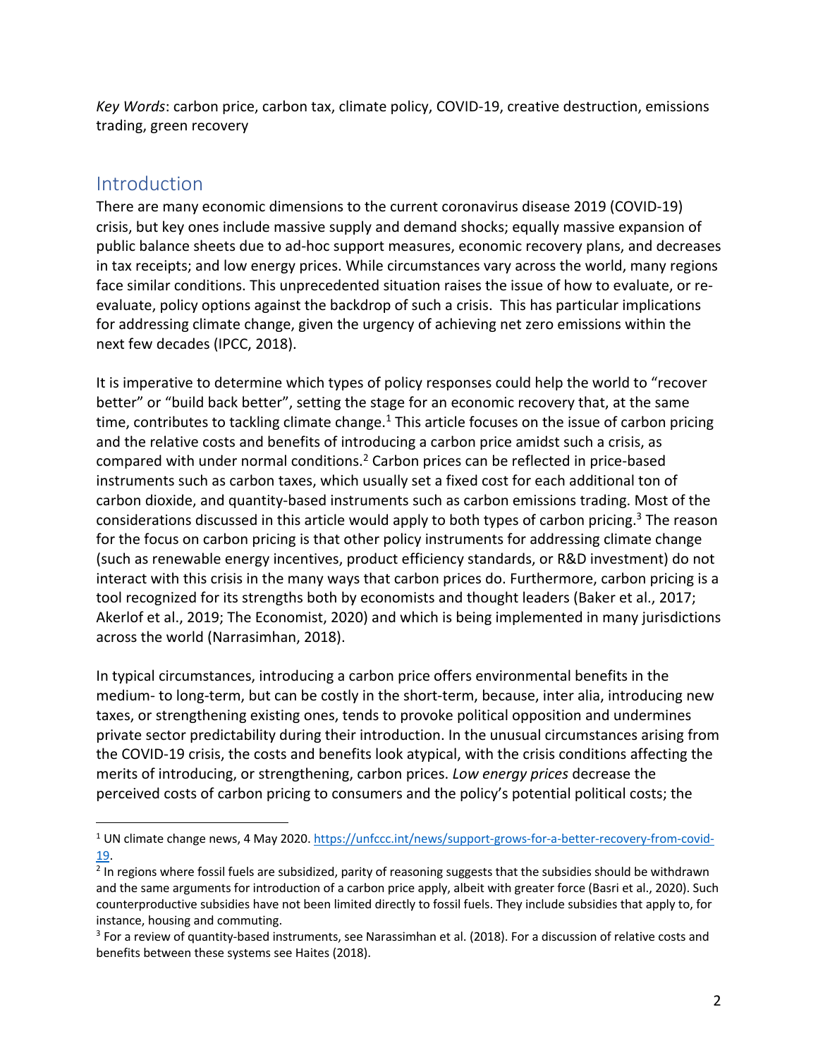*Key Words*: carbon price, carbon tax, climate policy, COVID-19, creative destruction, emissions trading, green recovery

## Introduction

There are many economic dimensions to the current coronavirus disease 2019 (COVID-19) crisis, but key ones include massive supply and demand shocks; equally massive expansion of public balance sheets due to ad-hoc support measures, economic recovery plans, and decreases in tax receipts; and low energy prices. While circumstances vary across the world, many regions face similar conditions. This unprecedented situation raises the issue of how to evaluate, or re-evaluate, policy options against the backdrop of such a crisis. This has particular implications for addressing climate change, given the urgency of achieving net zero emissions within the next few decades (IPCC, 2018).

It is imperative to determine which types of policy responses could help the world to "recover better" or "build back better", setting the stage for an economic recovery that, at the same time, contributes to tackling climate change.[1] This article focuses on the issue of carbon pricing and the relative costs and benefits of introducing a carbon price amidst such a crisis, as compared with under normal conditions.[2] Carbon prices can be reflected in price-based instruments such as carbon taxes, which usually set a fixed cost for each additional ton of carbon dioxide, and quantity-based instruments such as carbon emissions trading. Most of the considerations discussed in this article would apply to both types of carbon pricing.[3] The reason for the focus on carbon pricing is that other policy instruments for addressing climate change (such as renewable energy incentives, product efficiency standards, or R&D investment) do not interact with this crisis in the many ways that carbon prices do. Furthermore, carbon pricing is a tool recognized for its strengths both by economists and thought leaders (Baker et al., 2017; Akerlof et al., 2019; The Economist, 2020) and which is being implemented in many jurisdictions across the world (Narrasimhan, 2018).

In typical circumstances, introducing a carbon price offers environmental benefits in the medium- to long-term, but can be costly in the short-term, because, inter alia, introducing new taxes, or strengthening existing ones, tends to provoke political opposition and undermines private sector predictability during their introduction. In the unusual circumstances arising from the COVID-19 crisis, the costs and benefits look atypical, with the crisis conditions affecting the merits of introducing, or strengthening, carbon prices. *Low energy prices* decrease the perceived costs of carbon pricing to consumers and the policy's potential political costs; the

---

[1] UN climate change news, 4 May 2020. https://unfccc.int/news/support-grows-for-a-better-recovery-from-covid-19.

[2] In regions where fossil fuels are subsidized, parity of reasoning suggests that the subsidies should be withdrawn and the same arguments for introduction of a carbon price apply, albeit with greater force (Basri et al., 2020). Such counterproductive subsidies have not been limited directly to fossil fuels. They include subsidies that apply to, for instance, housing and commuting.

[3] For a review of quantity-based instruments, see Narassimhan et al. (2018). For a discussion of relative costs and benefits between these systems see Haites (2018).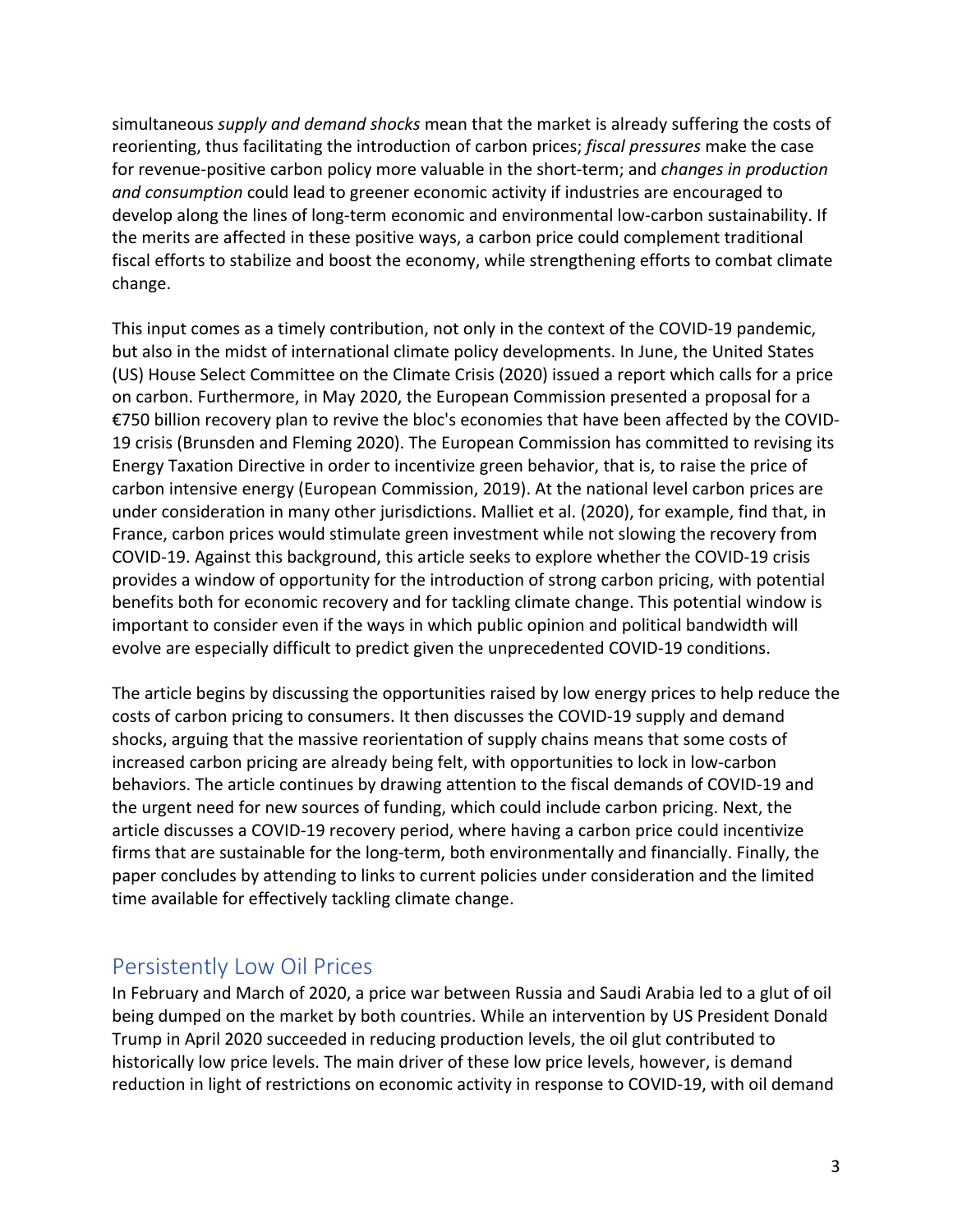simultaneous *supply and demand shocks* mean that the market is already suffering the costs of reorienting, thus facilitating the introduction of carbon prices; *fiscal pressures* make the case for revenue-positive carbon policy more valuable in the short-term; and *changes in production and consumption* could lead to greener economic activity if industries are encouraged to develop along the lines of long-term economic and environmental low-carbon sustainability. If the merits are affected in these positive ways, a carbon price could complement traditional fiscal efforts to stabilize and boost the economy, while strengthening efforts to combat climate change.

This input comes as a timely contribution, not only in the context of the COVID-19 pandemic, but also in the midst of international climate policy developments. In June, the United States (US) House Select Committee on the Climate Crisis (2020) issued a report which calls for a price on carbon. Furthermore, in May 2020, the European Commission presented a proposal for a €750 billion recovery plan to revive the bloc's economies that have been affected by the COVID-19 crisis (Brunsden and Fleming 2020). The European Commission has committed to revising its Energy Taxation Directive in order to incentivize green behavior, that is, to raise the price of carbon intensive energy (European Commission, 2019). At the national level carbon prices are under consideration in many other jurisdictions. Malliet et al. (2020), for example, find that, in France, carbon prices would stimulate green investment while not slowing the recovery from COVID-19. Against this background, this article seeks to explore whether the COVID-19 crisis provides a window of opportunity for the introduction of strong carbon pricing, with potential benefits both for economic recovery and for tackling climate change. This potential window is important to consider even if the ways in which public opinion and political bandwidth will evolve are especially difficult to predict given the unprecedented COVID-19 conditions.

The article begins by discussing the opportunities raised by low energy prices to help reduce the costs of carbon pricing to consumers. It then discusses the COVID-19 supply and demand shocks, arguing that the massive reorientation of supply chains means that some costs of increased carbon pricing are already being felt, with opportunities to lock in low-carbon behaviors. The article continues by drawing attention to the fiscal demands of COVID-19 and the urgent need for new sources of funding, which could include carbon pricing. Next, the article discusses a COVID-19 recovery period, where having a carbon price could incentivize firms that are sustainable for the long-term, both environmentally and financially. Finally, the paper concludes by attending to links to current policies under consideration and the limited time available for effectively tackling climate change.

## Persistently Low Oil Prices

In February and March of 2020, a price war between Russia and Saudi Arabia led to a glut of oil being dumped on the market by both countries. While an intervention by US President Donald Trump in April 2020 succeeded in reducing production levels, the oil glut contributed to historically low price levels. The main driver of these low price levels, however, is demand reduction in light of restrictions on economic activity in response to COVID-19, with oil demand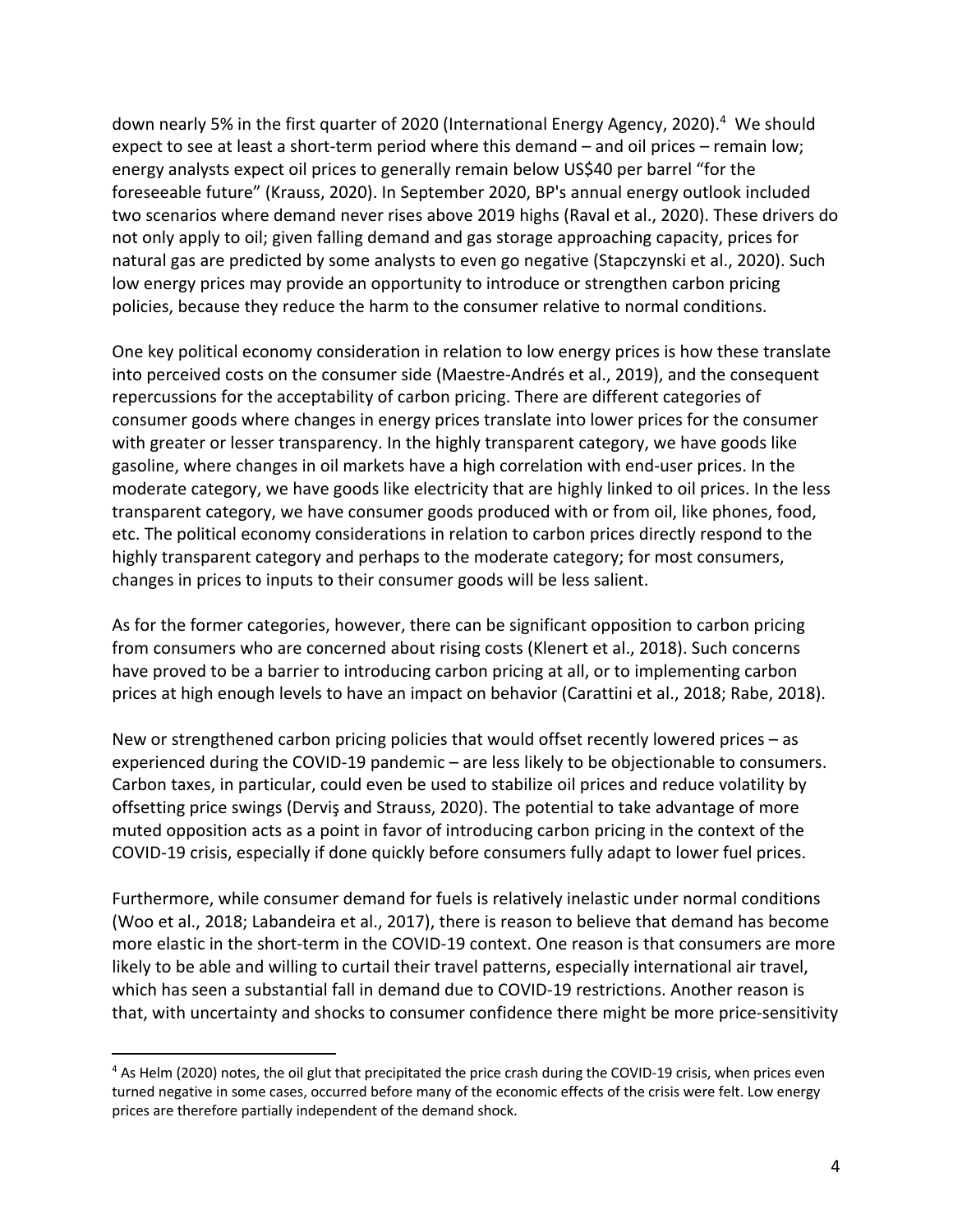down nearly 5% in the first quarter of 2020 (International Energy Agency, 2020).[4] We should expect to see at least a short-term period where this demand – and oil prices – remain low; energy analysts expect oil prices to generally remain below US$40 per barrel "for the foreseeable future" (Krauss, 2020). In September 2020, BP's annual energy outlook included two scenarios where demand never rises above 2019 highs (Raval et al., 2020). These drivers do not only apply to oil; given falling demand and gas storage approaching capacity, prices for natural gas are predicted by some analysts to even go negative (Stapczynski et al., 2020). Such low energy prices may provide an opportunity to introduce or strengthen carbon pricing policies, because they reduce the harm to the consumer relative to normal conditions.

One key political economy consideration in relation to low energy prices is how these translate into perceived costs on the consumer side (Maestre-Andrés et al., 2019), and the consequent repercussions for the acceptability of carbon pricing. There are different categories of consumer goods where changes in energy prices translate into lower prices for the consumer with greater or lesser transparency. In the highly transparent category, we have goods like gasoline, where changes in oil markets have a high correlation with end-user prices. In the moderate category, we have goods like electricity that are highly linked to oil prices. In the less transparent category, we have consumer goods produced with or from oil, like phones, food, etc. The political economy considerations in relation to carbon prices directly respond to the highly transparent category and perhaps to the moderate category; for most consumers, changes in prices to inputs to their consumer goods will be less salient.

As for the former categories, however, there can be significant opposition to carbon pricing from consumers who are concerned about rising costs (Klenert et al., 2018). Such concerns have proved to be a barrier to introducing carbon pricing at all, or to implementing carbon prices at high enough levels to have an impact on behavior (Carattini et al., 2018; Rabe, 2018).

New or strengthened carbon pricing policies that would offset recently lowered prices – as experienced during the COVID-19 pandemic – are less likely to be objectionable to consumers. Carbon taxes, in particular, could even be used to stabilize oil prices and reduce volatility by offsetting price swings (Derviş and Strauss, 2020). The potential to take advantage of more muted opposition acts as a point in favor of introducing carbon pricing in the context of the COVID-19 crisis, especially if done quickly before consumers fully adapt to lower fuel prices.

Furthermore, while consumer demand for fuels is relatively inelastic under normal conditions (Woo et al., 2018; Labandeira et al., 2017), there is reason to believe that demand has become more elastic in the short-term in the COVID-19 context. One reason is that consumers are more likely to be able and willing to curtail their travel patterns, especially international air travel, which has seen a substantial fall in demand due to COVID-19 restrictions. Another reason is that, with uncertainty and shocks to consumer confidence there might be more price-sensitivity

[4] As Helm (2020) notes, the oil glut that precipitated the price crash during the COVID-19 crisis, when prices even turned negative in some cases, occurred before many of the economic effects of the crisis were felt. Low energy prices are therefore partially independent of the demand shock.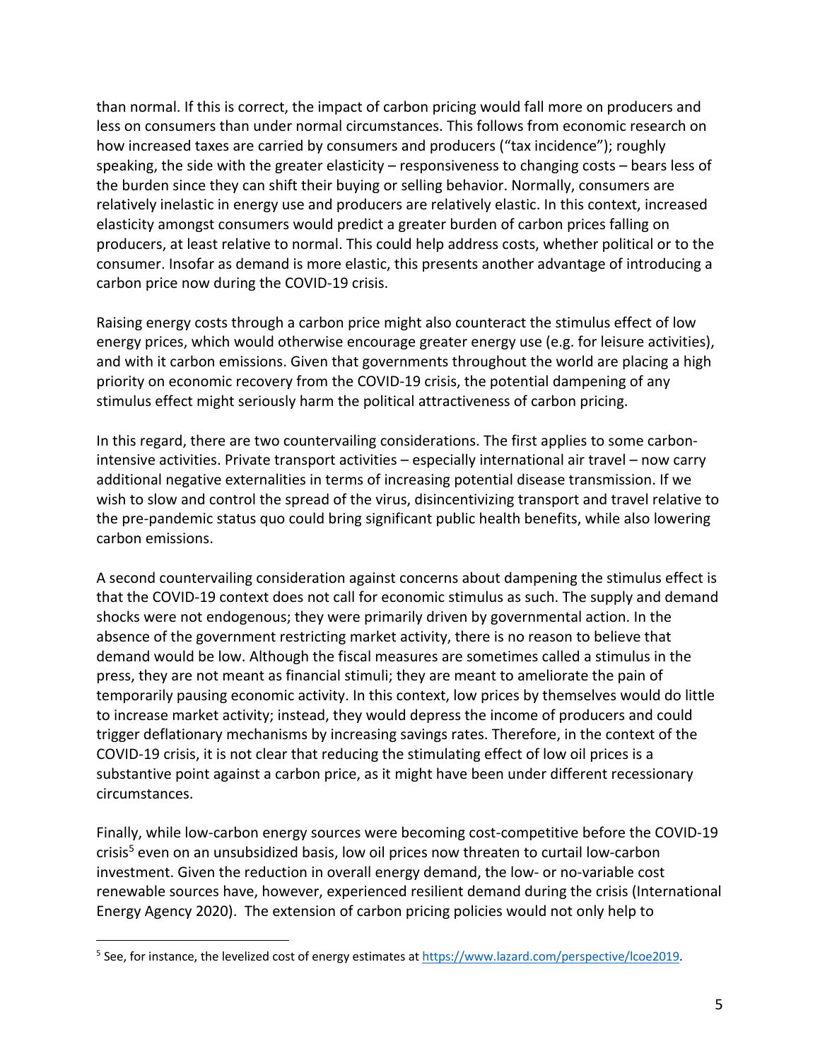than normal. If this is correct, the impact of carbon pricing would fall more on producers and less on consumers than under normal circumstances. This follows from economic research on how increased taxes are carried by consumers and producers ("tax incidence"); roughly speaking, the side with the greater elasticity – responsiveness to changing costs – bears less of the burden since they can shift their buying or selling behavior. Normally, consumers are relatively inelastic in energy use and producers are relatively elastic. In this context, increased elasticity amongst consumers would predict a greater burden of carbon prices falling on producers, at least relative to normal. This could help address costs, whether political or to the consumer. Insofar as demand is more elastic, this presents another advantage of introducing a carbon price now during the COVID-19 crisis.

Raising energy costs through a carbon price might also counteract the stimulus effect of low energy prices, which would otherwise encourage greater energy use (e.g. for leisure activities), and with it carbon emissions. Given that governments throughout the world are placing a high priority on economic recovery from the COVID-19 crisis, the potential dampening of any stimulus effect might seriously harm the political attractiveness of carbon pricing.

In this regard, there are two countervailing considerations. The first applies to some carbon-intensive activities. Private transport activities – especially international air travel – now carry additional negative externalities in terms of increasing potential disease transmission. If we wish to slow and control the spread of the virus, disincentivizing transport and travel relative to the pre-pandemic status quo could bring significant public health benefits, while also lowering carbon emissions.

A second countervailing consideration against concerns about dampening the stimulus effect is that the COVID-19 context does not call for economic stimulus as such. The supply and demand shocks were not endogenous; they were primarily driven by governmental action. In the absence of the government restricting market activity, there is no reason to believe that demand would be low. Although the fiscal measures are sometimes called a stimulus in the press, they are not meant as financial stimuli; they are meant to ameliorate the pain of temporarily pausing economic activity. In this context, low prices by themselves would do little to increase market activity; instead, they would depress the income of producers and could trigger deflationary mechanisms by increasing savings rates. Therefore, in the context of the COVID-19 crisis, it is not clear that reducing the stimulating effect of low oil prices is a substantive point against a carbon price, as it might have been under different recessionary circumstances.

Finally, while low-carbon energy sources were becoming cost-competitive before the COVID-19 crisis[5] even on an unsubsidized basis, low oil prices now threaten to curtail low-carbon investment. Given the reduction in overall energy demand, the low- or no-variable cost renewable sources have, however, experienced resilient demand during the crisis (International Energy Agency 2020). The extension of carbon pricing policies would not only help to

[5] See, for instance, the levelized cost of energy estimates at https://www.lazard.com/perspective/lcoe2019.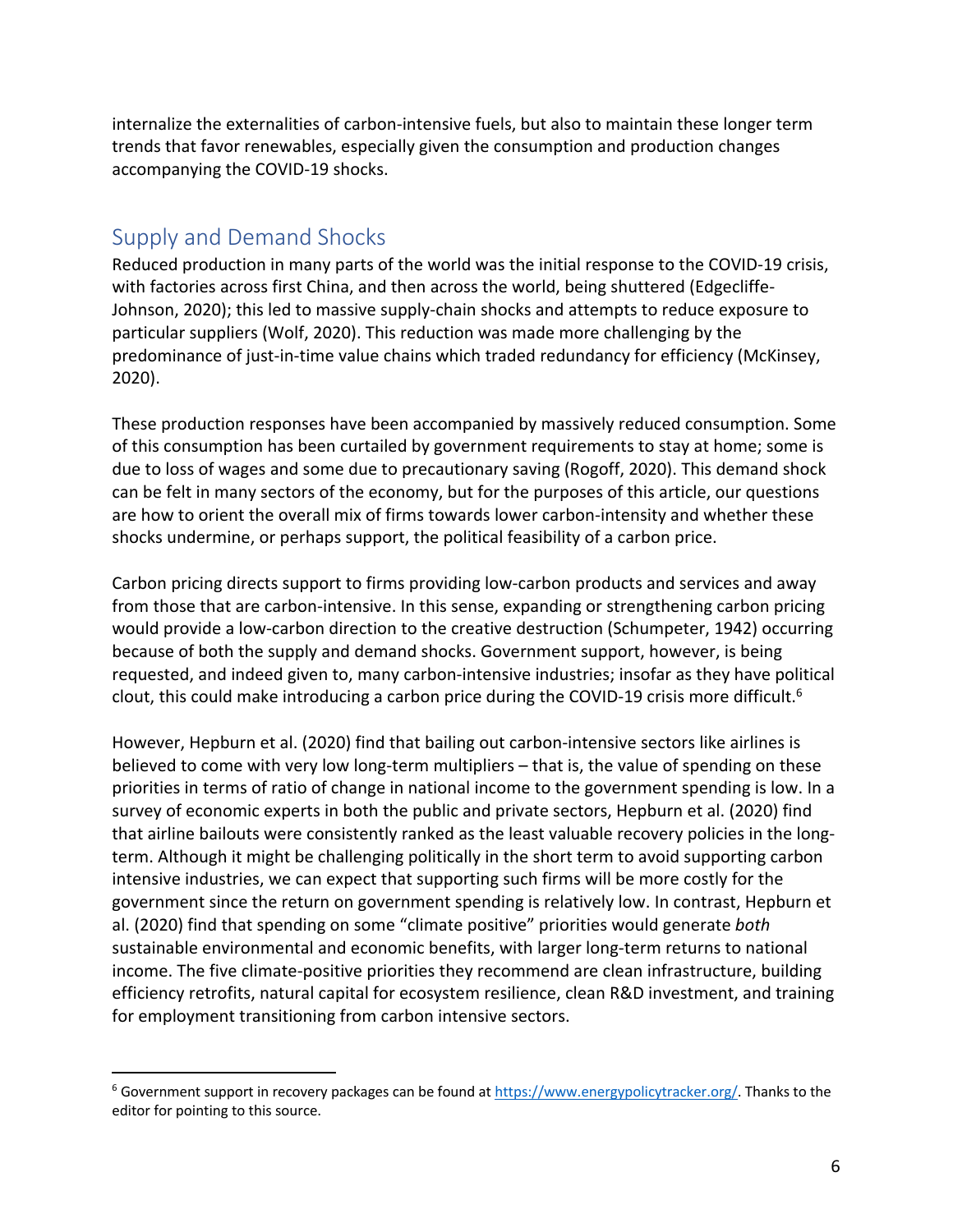internalize the externalities of carbon-intensive fuels, but also to maintain these longer term trends that favor renewables, especially given the consumption and production changes accompanying the COVID-19 shocks.

## Supply and Demand Shocks

Reduced production in many parts of the world was the initial response to the COVID-19 crisis, with factories across first China, and then across the world, being shuttered (Edgecliffe-Johnson, 2020); this led to massive supply-chain shocks and attempts to reduce exposure to particular suppliers (Wolf, 2020). This reduction was made more challenging by the predominance of just-in-time value chains which traded redundancy for efficiency (McKinsey, 2020).

These production responses have been accompanied by massively reduced consumption. Some of this consumption has been curtailed by government requirements to stay at home; some is due to loss of wages and some due to precautionary saving (Rogoff, 2020). This demand shock can be felt in many sectors of the economy, but for the purposes of this article, our questions are how to orient the overall mix of firms towards lower carbon-intensity and whether these shocks undermine, or perhaps support, the political feasibility of a carbon price.

Carbon pricing directs support to firms providing low-carbon products and services and away from those that are carbon-intensive. In this sense, expanding or strengthening carbon pricing would provide a low-carbon direction to the creative destruction (Schumpeter, 1942) occurring because of both the supply and demand shocks. Government support, however, is being requested, and indeed given to, many carbon-intensive industries; insofar as they have political clout, this could make introducing a carbon price during the COVID-19 crisis more difficult.[6]

However, Hepburn et al. (2020) find that bailing out carbon-intensive sectors like airlines is believed to come with very low long-term multipliers – that is, the value of spending on these priorities in terms of ratio of change in national income to the government spending is low. In a survey of economic experts in both the public and private sectors, Hepburn et al. (2020) find that airline bailouts were consistently ranked as the least valuable recovery policies in the long-term. Although it might be challenging politically in the short term to avoid supporting carbon intensive industries, we can expect that supporting such firms will be more costly for the government since the return on government spending is relatively low. In contrast, Hepburn et al. (2020) find that spending on some "climate positive" priorities would generate *both* sustainable environmental and economic benefits, with larger long-term returns to national income. The five climate-positive priorities they recommend are clean infrastructure, building efficiency retrofits, natural capital for ecosystem resilience, clean R&D investment, and training for employment transitioning from carbon intensive sectors.

[6] Government support in recovery packages can be found at https://www.energypolicytracker.org/. Thanks to the editor for pointing to this source.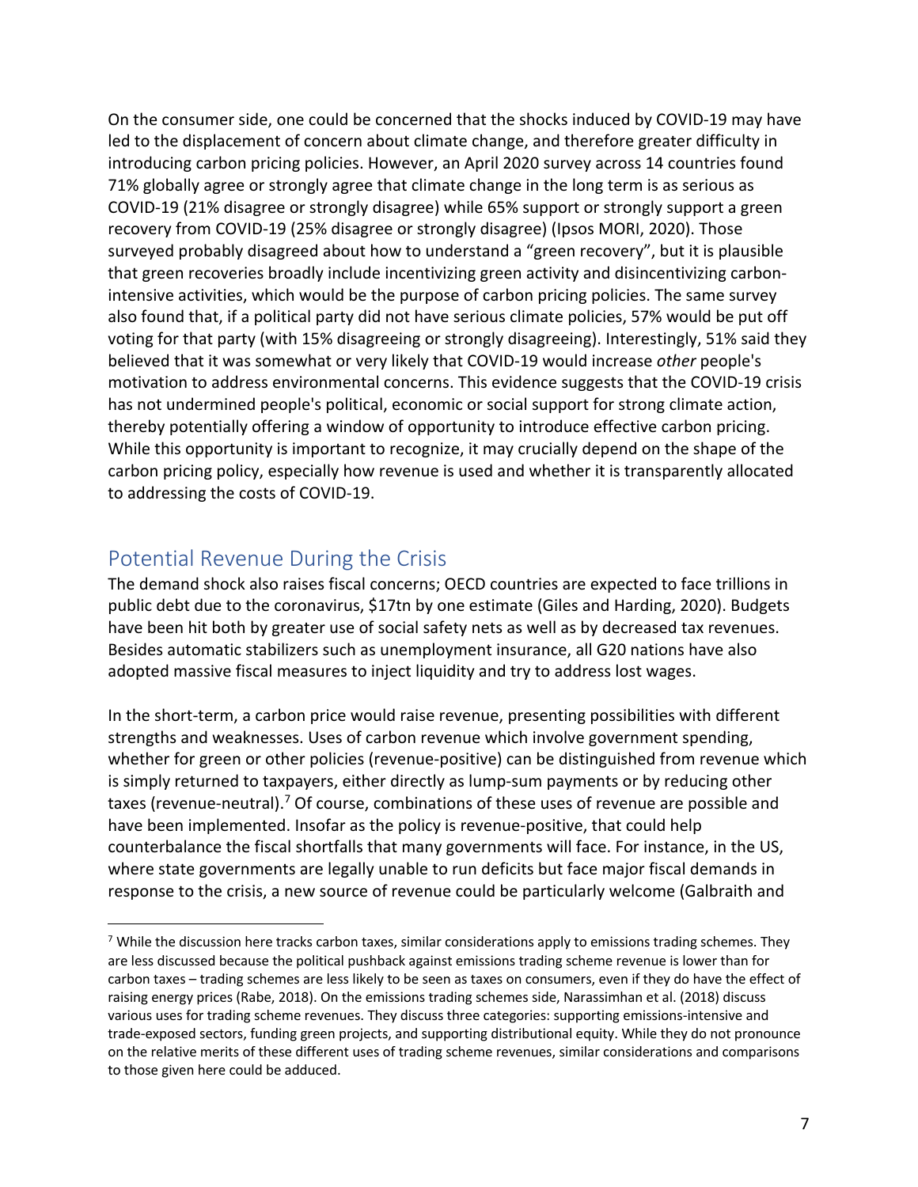On the consumer side, one could be concerned that the shocks induced by COVID-19 may have led to the displacement of concern about climate change, and therefore greater difficulty in introducing carbon pricing policies. However, an April 2020 survey across 14 countries found 71% globally agree or strongly agree that climate change in the long term is as serious as COVID-19 (21% disagree or strongly disagree) while 65% support or strongly support a green recovery from COVID-19 (25% disagree or strongly disagree) (Ipsos MORI, 2020). Those surveyed probably disagreed about how to understand a "green recovery", but it is plausible that green recoveries broadly include incentivizing green activity and disincentivizing carbon-intensive activities, which would be the purpose of carbon pricing policies. The same survey also found that, if a political party did not have serious climate policies, 57% would be put off voting for that party (with 15% disagreeing or strongly disagreeing). Interestingly, 51% said they believed that it was somewhat or very likely that COVID-19 would increase *other* people's motivation to address environmental concerns. This evidence suggests that the COVID-19 crisis has not undermined people's political, economic or social support for strong climate action, thereby potentially offering a window of opportunity to introduce effective carbon pricing. While this opportunity is important to recognize, it may crucially depend on the shape of the carbon pricing policy, especially how revenue is used and whether it is transparently allocated to addressing the costs of COVID-19.

## Potential Revenue During the Crisis

The demand shock also raises fiscal concerns; OECD countries are expected to face trillions in public debt due to the coronavirus, \$17tn by one estimate (Giles and Harding, 2020). Budgets have been hit both by greater use of social safety nets as well as by decreased tax revenues. Besides automatic stabilizers such as unemployment insurance, all G20 nations have also adopted massive fiscal measures to inject liquidity and try to address lost wages.

In the short-term, a carbon price would raise revenue, presenting possibilities with different strengths and weaknesses. Uses of carbon revenue which involve government spending, whether for green or other policies (revenue-positive) can be distinguished from revenue which is simply returned to taxpayers, either directly as lump-sum payments or by reducing other taxes (revenue-neutral).[7] Of course, combinations of these uses of revenue are possible and have been implemented. Insofar as the policy is revenue-positive, that could help counterbalance the fiscal shortfalls that many governments will face. For instance, in the US, where state governments are legally unable to run deficits but face major fiscal demands in response to the crisis, a new source of revenue could be particularly welcome (Galbraith and

[7] While the discussion here tracks carbon taxes, similar considerations apply to emissions trading schemes. They are less discussed because the political pushback against emissions trading scheme revenue is lower than for carbon taxes – trading schemes are less likely to be seen as taxes on consumers, even if they do have the effect of raising energy prices (Rabe, 2018). On the emissions trading schemes side, Narassimhan et al. (2018) discuss various uses for trading scheme revenues. They discuss three categories: supporting emissions-intensive and trade-exposed sectors, funding green projects, and supporting distributional equity. While they do not pronounce on the relative merits of these different uses of trading scheme revenues, similar considerations and comparisons to those given here could be adduced.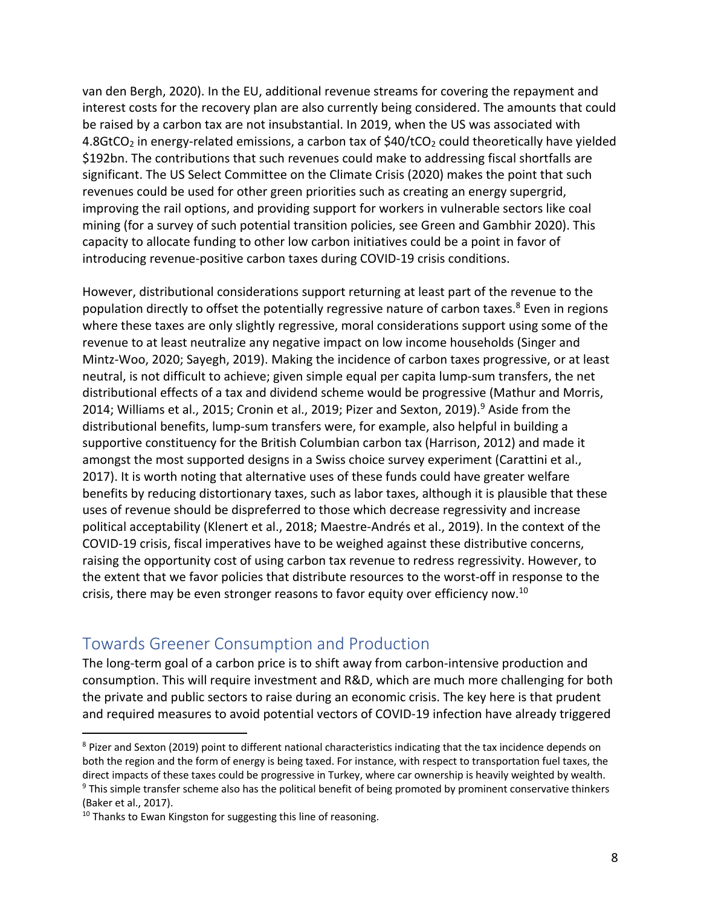van den Bergh, 2020). In the EU, additional revenue streams for covering the repayment and interest costs for the recovery plan are also currently being considered. The amounts that could be raised by a carbon tax are not insubstantial. In 2019, when the US was associated with 4.8Gt$CO_2$ in energy-related emissions, a carbon tax of \$40/t$CO_2$ could theoretically have yielded \$192bn. The contributions that such revenues could make to addressing fiscal shortfalls are significant. The US Select Committee on the Climate Crisis (2020) makes the point that such revenues could be used for other green priorities such as creating an energy supergrid, improving the rail options, and providing support for workers in vulnerable sectors like coal mining (for a survey of such potential transition policies, see Green and Gambhir 2020). This capacity to allocate funding to other low carbon initiatives could be a point in favor of introducing revenue-positive carbon taxes during COVID-19 crisis conditions.

However, distributional considerations support returning at least part of the revenue to the population directly to offset the potentially regressive nature of carbon taxes.[8] Even in regions where these taxes are only slightly regressive, moral considerations support using some of the revenue to at least neutralize any negative impact on low income households (Singer and Mintz-Woo, 2020; Sayegh, 2019). Making the incidence of carbon taxes progressive, or at least neutral, is not difficult to achieve; given simple equal per capita lump-sum transfers, the net distributional effects of a tax and dividend scheme would be progressive (Mathur and Morris, 2014; Williams et al., 2015; Cronin et al., 2019; Pizer and Sexton, 2019).[9] Aside from the distributional benefits, lump-sum transfers were, for example, also helpful in building a supportive constituency for the British Columbian carbon tax (Harrison, 2012) and made it amongst the most supported designs in a Swiss choice survey experiment (Carattini et al., 2017). It is worth noting that alternative uses of these funds could have greater welfare benefits by reducing distortionary taxes, such as labor taxes, although it is plausible that these uses of revenue should be dispreferred to those which decrease regressivity and increase political acceptability (Klenert et al., 2018; Maestre-Andrés et al., 2019). In the context of the COVID-19 crisis, fiscal imperatives have to be weighed against these distributive concerns, raising the opportunity cost of using carbon tax revenue to redress regressivity. However, to the extent that we favor policies that distribute resources to the worst-off in response to the crisis, there may be even stronger reasons to favor equity over efficiency now.[10]

## Towards Greener Consumption and Production

The long-term goal of a carbon price is to shift away from carbon-intensive production and consumption. This will require investment and R&D, which are much more challenging for both the private and public sectors to raise during an economic crisis. The key here is that prudent and required measures to avoid potential vectors of COVID-19 infection have already triggered

[8] Pizer and Sexton (2019) point to different national characteristics indicating that the tax incidence depends on both the region and the form of energy is being taxed. For instance, with respect to transportation fuel taxes, the direct impacts of these taxes could be progressive in Turkey, where car ownership is heavily weighted by wealth.

[9] This simple transfer scheme also has the political benefit of being promoted by prominent conservative thinkers (Baker et al., 2017).

[10] Thanks to Ewan Kingston for suggesting this line of reasoning.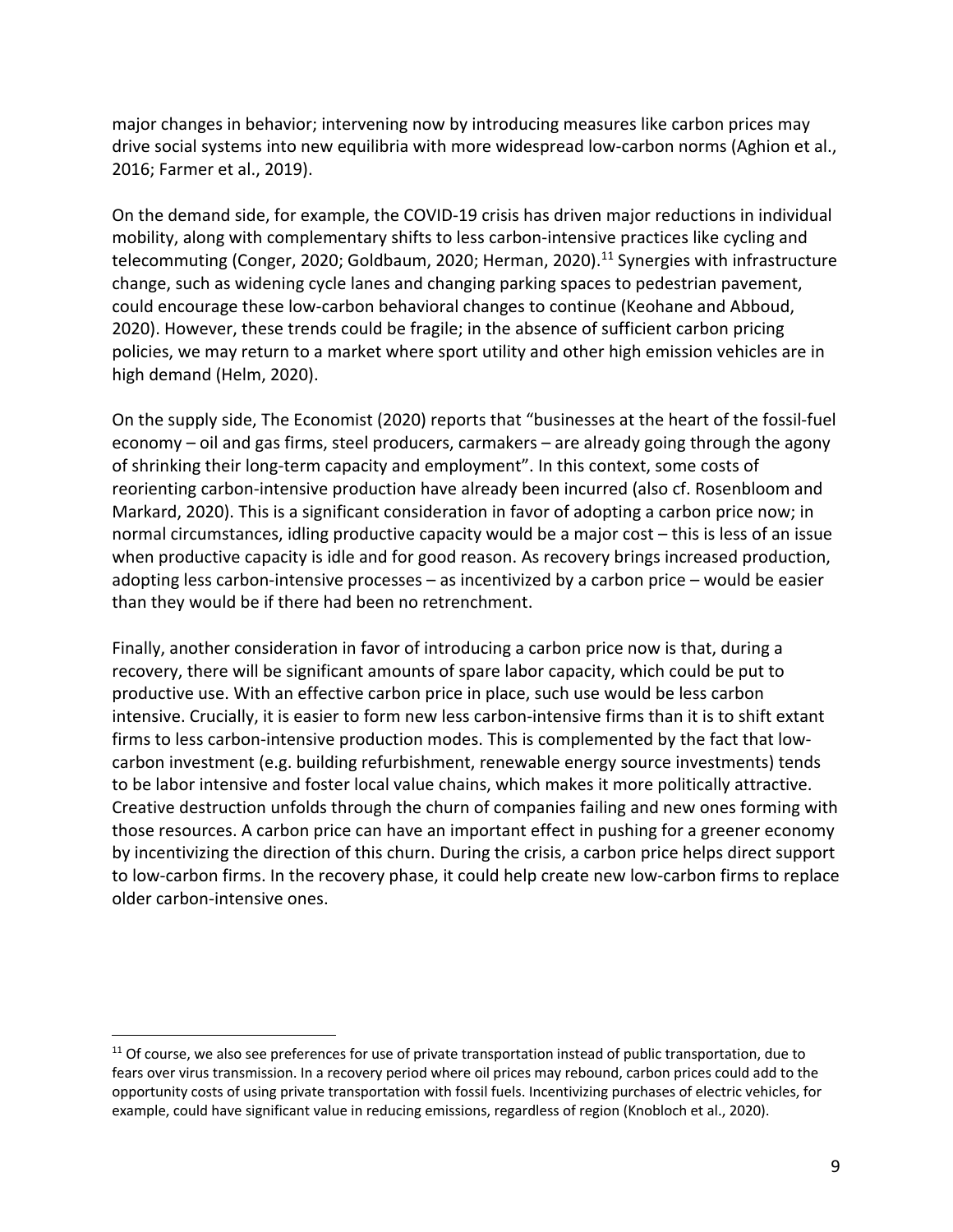major changes in behavior; intervening now by introducing measures like carbon prices may drive social systems into new equilibria with more widespread low-carbon norms (Aghion et al., 2016; Farmer et al., 2019).

On the demand side, for example, the COVID-19 crisis has driven major reductions in individual mobility, along with complementary shifts to less carbon-intensive practices like cycling and telecommuting (Conger, 2020; Goldbaum, 2020; Herman, 2020).[11] Synergies with infrastructure change, such as widening cycle lanes and changing parking spaces to pedestrian pavement, could encourage these low-carbon behavioral changes to continue (Keohane and Abboud, 2020). However, these trends could be fragile; in the absence of sufficient carbon pricing policies, we may return to a market where sport utility and other high emission vehicles are in high demand (Helm, 2020).

On the supply side, The Economist (2020) reports that "businesses at the heart of the fossil-fuel economy – oil and gas firms, steel producers, carmakers – are already going through the agony of shrinking their long-term capacity and employment". In this context, some costs of reorienting carbon-intensive production have already been incurred (also cf. Rosenbloom and Markard, 2020). This is a significant consideration in favor of adopting a carbon price now; in normal circumstances, idling productive capacity would be a major cost – this is less of an issue when productive capacity is idle and for good reason. As recovery brings increased production, adopting less carbon-intensive processes – as incentivized by a carbon price – would be easier than they would be if there had been no retrenchment.

Finally, another consideration in favor of introducing a carbon price now is that, during a recovery, there will be significant amounts of spare labor capacity, which could be put to productive use. With an effective carbon price in place, such use would be less carbon intensive. Crucially, it is easier to form new less carbon-intensive firms than it is to shift extant firms to less carbon-intensive production modes. This is complemented by the fact that low-carbon investment (e.g. building refurbishment, renewable energy source investments) tends to be labor intensive and foster local value chains, which makes it more politically attractive. Creative destruction unfolds through the churn of companies failing and new ones forming with those resources. A carbon price can have an important effect in pushing for a greener economy by incentivizing the direction of this churn. During the crisis, a carbon price helps direct support to low-carbon firms. In the recovery phase, it could help create new low-carbon firms to replace older carbon-intensive ones.

[11] Of course, we also see preferences for use of private transportation instead of public transportation, due to fears over virus transmission. In a recovery period where oil prices may rebound, carbon prices could add to the opportunity costs of using private transportation with fossil fuels. Incentivizing purchases of electric vehicles, for example, could have significant value in reducing emissions, regardless of region (Knobloch et al., 2020).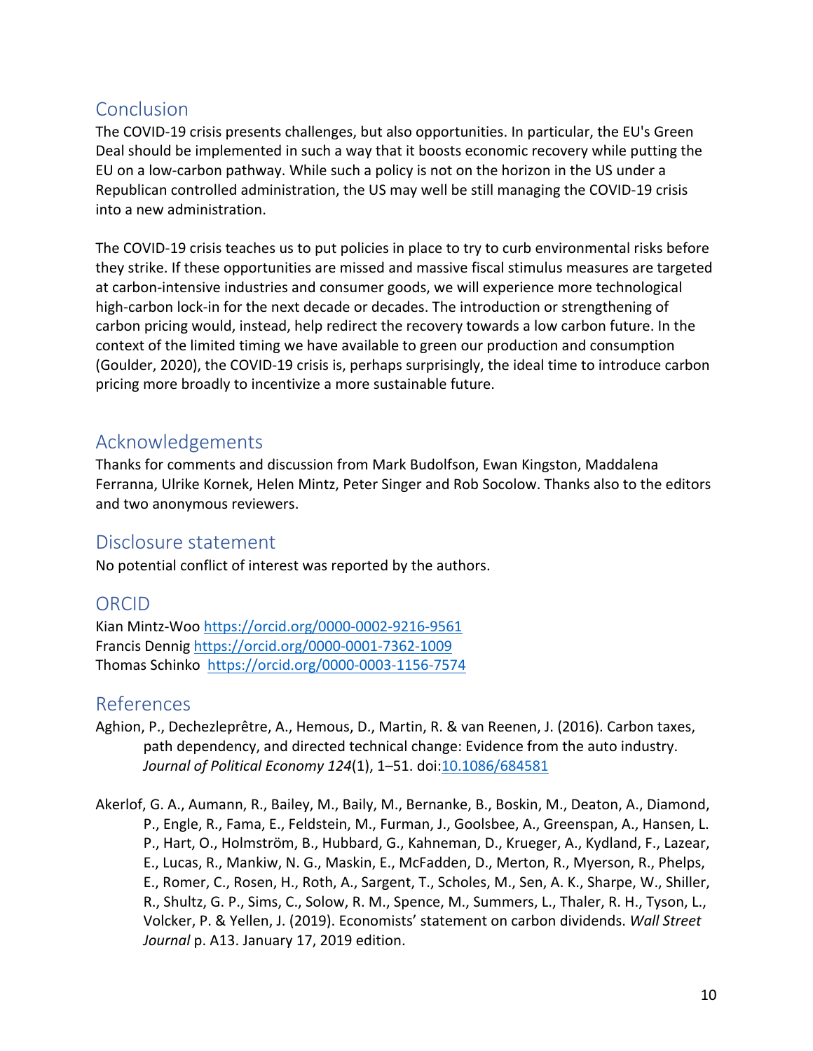## Conclusion

The COVID-19 crisis presents challenges, but also opportunities. In particular, the EU's Green Deal should be implemented in such a way that it boosts economic recovery while putting the EU on a low-carbon pathway. While such a policy is not on the horizon in the US under a Republican controlled administration, the US may well be still managing the COVID-19 crisis into a new administration.

The COVID-19 crisis teaches us to put policies in place to try to curb environmental risks before they strike. If these opportunities are missed and massive fiscal stimulus measures are targeted at carbon-intensive industries and consumer goods, we will experience more technological high-carbon lock-in for the next decade or decades. The introduction or strengthening of carbon pricing would, instead, help redirect the recovery towards a low carbon future. In the context of the limited timing we have available to green our production and consumption (Goulder, 2020), the COVID-19 crisis is, perhaps surprisingly, the ideal time to introduce carbon pricing more broadly to incentivize a more sustainable future.

## Acknowledgements

Thanks for comments and discussion from Mark Budolfson, Ewan Kingston, Maddalena Ferranna, Ulrike Kornek, Helen Mintz, Peter Singer and Rob Socolow. Thanks also to the editors and two anonymous reviewers.

## Disclosure statement

No potential conflict of interest was reported by the authors.

## ORCID

Kian Mintz-Woo https://orcid.org/0000-0002-9216-9561
Francis Dennig https://orcid.org/0000-0001-7362-1009
Thomas Schinko https://orcid.org/0000-0003-1156-7574

## References

Aghion, P., Dechezleprêtre, A., Hemous, D., Martin, R. & van Reenen, J. (2016). Carbon taxes, path dependency, and directed technical change: Evidence from the auto industry. *Journal of Political Economy 124*(1), 1–51. doi:10.1086/684581

Akerlof, G. A., Aumann, R., Bailey, M., Baily, M., Bernanke, B., Boskin, M., Deaton, A., Diamond, P., Engle, R., Fama, E., Feldstein, M., Furman, J., Goolsbee, A., Greenspan, A., Hansen, L. P., Hart, O., Holmström, B., Hubbard, G., Kahneman, D., Krueger, A., Kydland, F., Lazear, E., Lucas, R., Mankiw, N. G., Maskin, E., McFadden, D., Merton, R., Myerson, R., Phelps, E., Romer, C., Rosen, H., Roth, A., Sargent, T., Scholes, M., Sen, A. K., Sharpe, W., Shiller, R., Shultz, G. P., Sims, C., Solow, R. M., Spence, M., Summers, L., Thaler, R. H., Tyson, L., Volcker, P. & Yellen, J. (2019). Economists' statement on carbon dividends. *Wall Street Journal* p. A13. January 17, 2019 edition.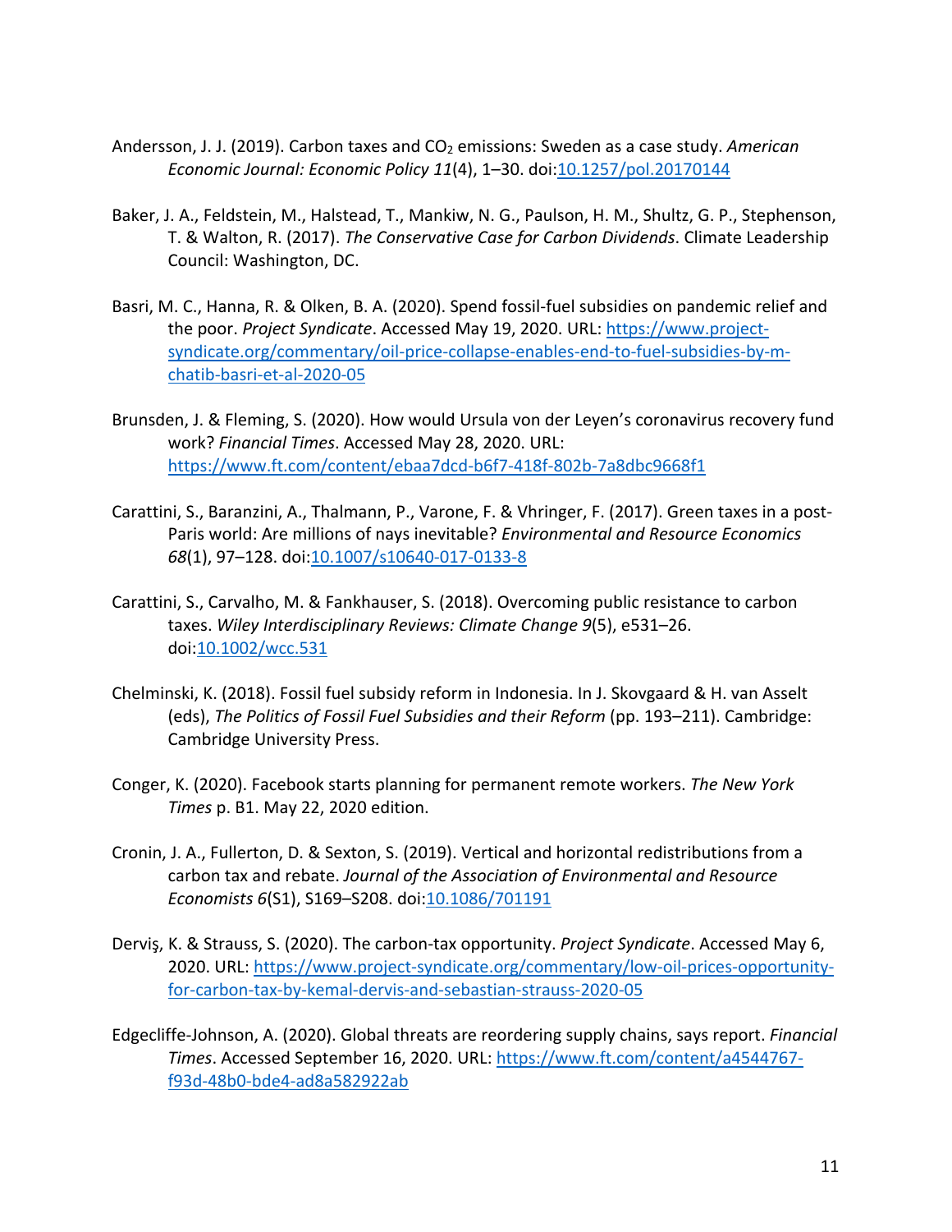Andersson, J. J. (2019). Carbon taxes and $CO_2$ emissions: Sweden as a case study. *American Economic Journal: Economic Policy 11*(4), 1–30. doi:10.1257/pol.20170144

Baker, J. A., Feldstein, M., Halstead, T., Mankiw, N. G., Paulson, H. M., Shultz, G. P., Stephenson, T. & Walton, R. (2017). *The Conservative Case for Carbon Dividends*. Climate Leadership Council: Washington, DC.

Basri, M. C., Hanna, R. & Olken, B. A. (2020). Spend fossil-fuel subsidies on pandemic relief and the poor. *Project Syndicate*. Accessed May 19, 2020. URL: https://www.project-syndicate.org/commentary/oil-price-collapse-enables-end-to-fuel-subsidies-by-m-chatib-basri-et-al-2020-05

Brunsden, J. & Fleming, S. (2020). How would Ursula von der Leyen's coronavirus recovery fund work? *Financial Times*. Accessed May 28, 2020. URL: https://www.ft.com/content/ebaa7dcd-b6f7-418f-802b-7a8dbc9668f1

Carattini, S., Baranzini, A., Thalmann, P., Varone, F. & Vhringer, F. (2017). Green taxes in a post-Paris world: Are millions of nays inevitable? *Environmental and Resource Economics 68*(1), 97–128. doi:10.1007/s10640-017-0133-8

Carattini, S., Carvalho, M. & Fankhauser, S. (2018). Overcoming public resistance to carbon taxes. *Wiley Interdisciplinary Reviews: Climate Change 9*(5), e531–26. doi:10.1002/wcc.531

Chelminski, K. (2018). Fossil fuel subsidy reform in Indonesia. In J. Skovgaard & H. van Asselt (eds), *The Politics of Fossil Fuel Subsidies and their Reform* (pp. 193–211). Cambridge: Cambridge University Press.

Conger, K. (2020). Facebook starts planning for permanent remote workers. *The New York Times* p. B1. May 22, 2020 edition.

Cronin, J. A., Fullerton, D. & Sexton, S. (2019). Vertical and horizontal redistributions from a carbon tax and rebate. *Journal of the Association of Environmental and Resource Economists 6*(S1), S169–S208. doi:10.1086/701191

Derviş, K. & Strauss, S. (2020). The carbon-tax opportunity. *Project Syndicate*. Accessed May 6, 2020. URL: https://www.project-syndicate.org/commentary/low-oil-prices-opportunity-for-carbon-tax-by-kemal-dervis-and-sebastian-strauss-2020-05

Edgecliffe-Johnson, A. (2020). Global threats are reordering supply chains, says report. *Financial Times*. Accessed September 16, 2020. URL: https://www.ft.com/content/a4544767-f93d-48b0-bde4-ad8a582922ab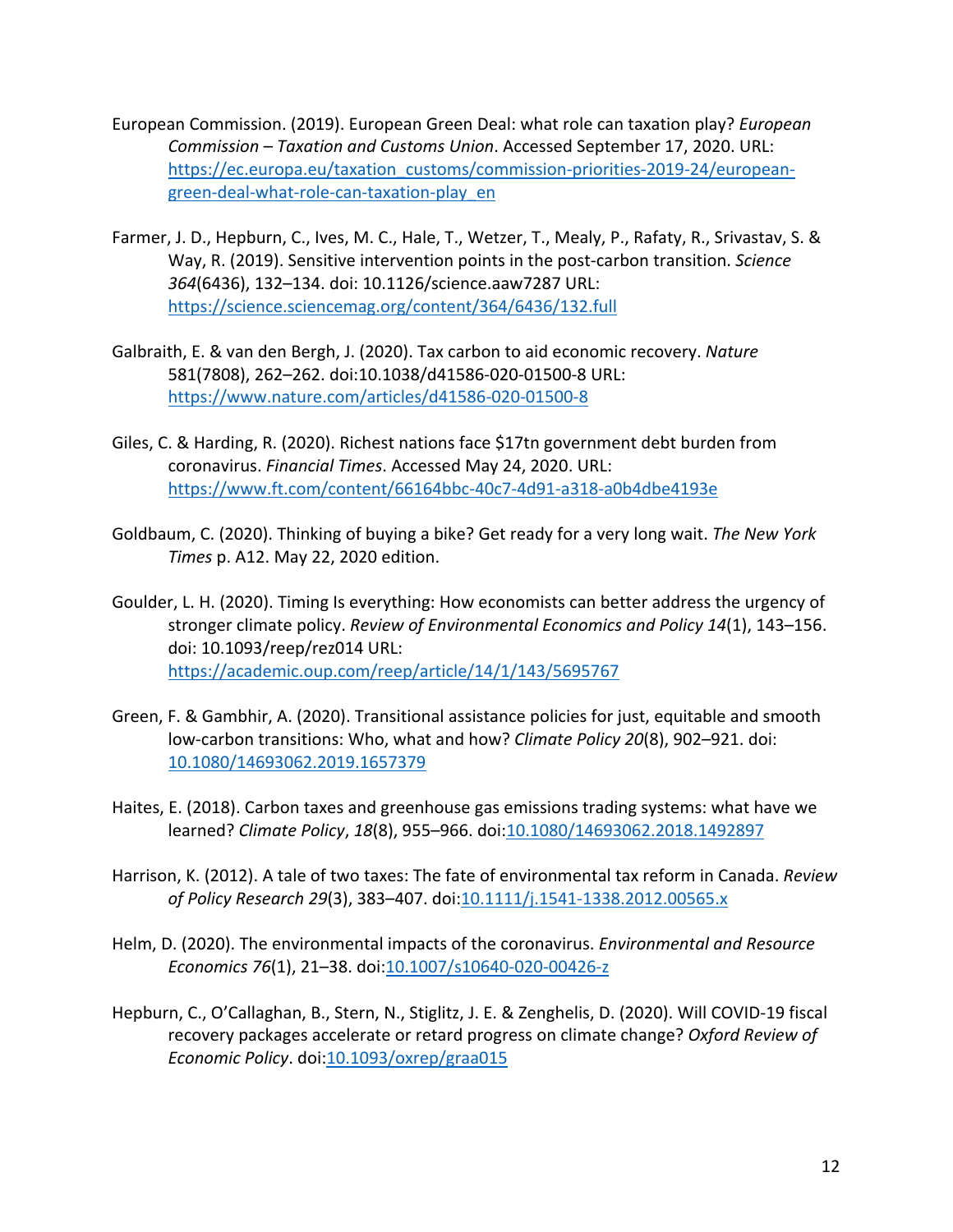European Commission. (2019). European Green Deal: what role can taxation play? *European Commission – Taxation and Customs Union*. Accessed September 17, 2020. URL: https://ec.europa.eu/taxation_customs/commission-priorities-2019-24/european-green-deal-what-role-can-taxation-play_en

Farmer, J. D., Hepburn, C., Ives, M. C., Hale, T., Wetzer, T., Mealy, P., Rafaty, R., Srivastav, S. & Way, R. (2019). Sensitive intervention points in the post-carbon transition. *Science 364*(6436), 132–134. doi: 10.1126/science.aaw7287 URL: https://science.sciencemag.org/content/364/6436/132.full

Galbraith, E. & van den Bergh, J. (2020). Tax carbon to aid economic recovery. *Nature* 581(7808), 262–262. doi:10.1038/d41586-020-01500-8 URL: https://www.nature.com/articles/d41586-020-01500-8

Giles, C. & Harding, R. (2020). Richest nations face $17tn government debt burden from coronavirus. *Financial Times*. Accessed May 24, 2020. URL: https://www.ft.com/content/66164bbc-40c7-4d91-a318-a0b4dbe4193e

Goldbaum, C. (2020). Thinking of buying a bike? Get ready for a very long wait. *The New York Times* p. A12. May 22, 2020 edition.

Goulder, L. H. (2020). Timing Is everything: How economists can better address the urgency of stronger climate policy. *Review of Environmental Economics and Policy 14*(1), 143–156. doi: 10.1093/reep/rez014 URL: https://academic.oup.com/reep/article/14/1/143/5695767

Green, F. & Gambhir, A. (2020). Transitional assistance policies for just, equitable and smooth low-carbon transitions: Who, what and how? *Climate Policy 20*(8), 902–921. doi: 10.1080/14693062.2019.1657379

Haites, E. (2018). Carbon taxes and greenhouse gas emissions trading systems: what have we learned? *Climate Policy*, *18*(8), 955–966. doi:10.1080/14693062.2018.1492897

Harrison, K. (2012). A tale of two taxes: The fate of environmental tax reform in Canada. *Review of Policy Research 29*(3), 383–407. doi:10.1111/j.1541-1338.2012.00565.x

Helm, D. (2020). The environmental impacts of the coronavirus. *Environmental and Resource Economics 76*(1), 21–38. doi:10.1007/s10640-020-00426-z

Hepburn, C., O'Callaghan, B., Stern, N., Stiglitz, J. E. & Zenghelis, D. (2020). Will COVID-19 fiscal recovery packages accelerate or retard progress on climate change? *Oxford Review of Economic Policy*. doi:10.1093/oxrep/graa015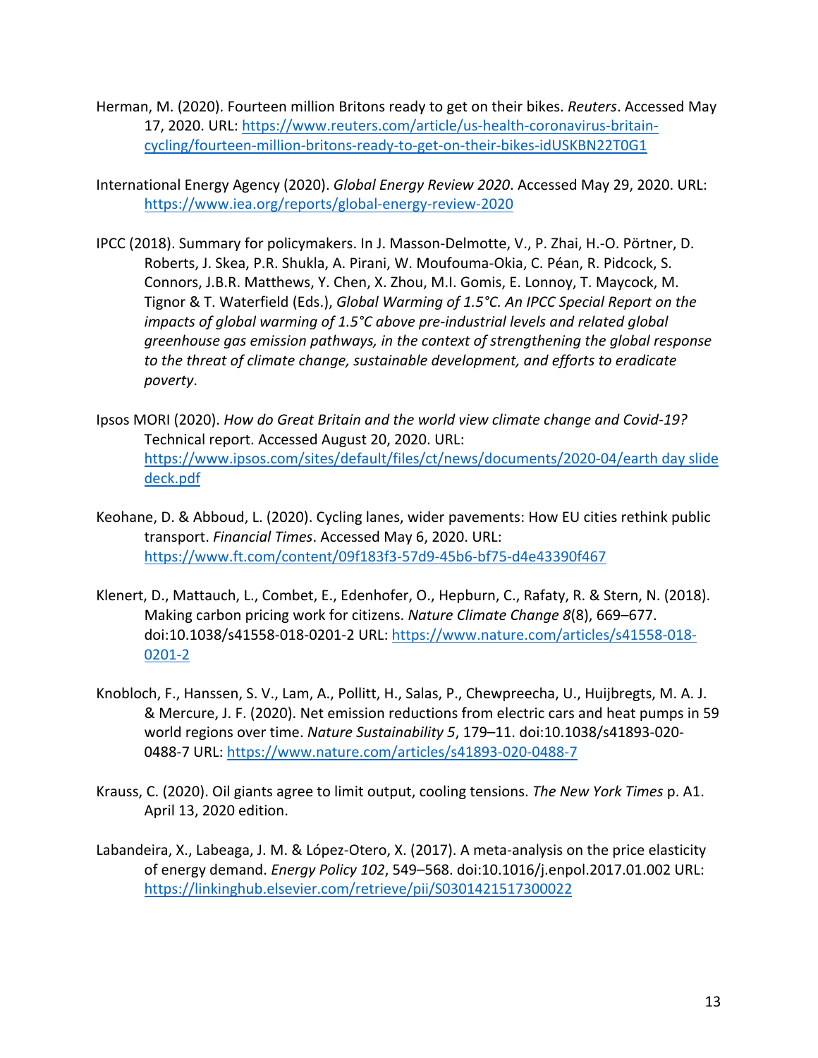Herman, M. (2020). Fourteen million Britons ready to get on their bikes. *Reuters*. Accessed May 17, 2020. URL: https://www.reuters.com/article/us-health-coronavirus-britain-cycling/fourteen-million-britons-ready-to-get-on-their-bikes-idUSKBN22T0G1

International Energy Agency (2020). *Global Energy Review 2020*. Accessed May 29, 2020. URL: https://www.iea.org/reports/global-energy-review-2020

IPCC (2018). Summary for policymakers. In J. Masson-Delmotte, V., P. Zhai, H.-O. Pörtner, D. Roberts, J. Skea, P.R. Shukla, A. Pirani, W. Moufouma-Okia, C. Péan, R. Pidcock, S. Connors, J.B.R. Matthews, Y. Chen, X. Zhou, M.I. Gomis, E. Lonnoy, T. Maycock, M. Tignor & T. Waterfield (Eds.), *Global Warming of 1.5°C. An IPCC Special Report on the impacts of global warming of 1.5°C above pre-industrial levels and related global greenhouse gas emission pathways, in the context of strengthening the global response to the threat of climate change, sustainable development, and efforts to eradicate poverty*.

Ipsos MORI (2020). *How do Great Britain and the world view climate change and Covid-19?* Technical report. Accessed August 20, 2020. URL: https://www.ipsos.com/sites/default/files/ct/news/documents/2020-04/earth day slide deck.pdf

Keohane, D. & Abboud, L. (2020). Cycling lanes, wider pavements: How EU cities rethink public transport. *Financial Times*. Accessed May 6, 2020. URL: https://www.ft.com/content/09f183f3-57d9-45b6-bf75-d4e43390f467

Klenert, D., Mattauch, L., Combet, E., Edenhofer, O., Hepburn, C., Rafaty, R. & Stern, N. (2018). Making carbon pricing work for citizens. *Nature Climate Change 8*(8), 669–677. doi:10.1038/s41558-018-0201-2 URL: https://www.nature.com/articles/s41558-018-0201-2

Knobloch, F., Hanssen, S. V., Lam, A., Pollitt, H., Salas, P., Chewpreecha, U., Huijbregts, M. A. J. & Mercure, J. F. (2020). Net emission reductions from electric cars and heat pumps in 59 world regions over time. *Nature Sustainability 5*, 179–11. doi:10.1038/s41893-020-0488-7 URL: https://www.nature.com/articles/s41893-020-0488-7

Krauss, C. (2020). Oil giants agree to limit output, cooling tensions. *The New York Times* p. A1. April 13, 2020 edition.

Labandeira, X., Labeaga, J. M. & López-Otero, X. (2017). A meta-analysis on the price elasticity of energy demand. *Energy Policy 102*, 549–568. doi:10.1016/j.enpol.2017.01.002 URL: https://linkinghub.elsevier.com/retrieve/pii/S0301421517300022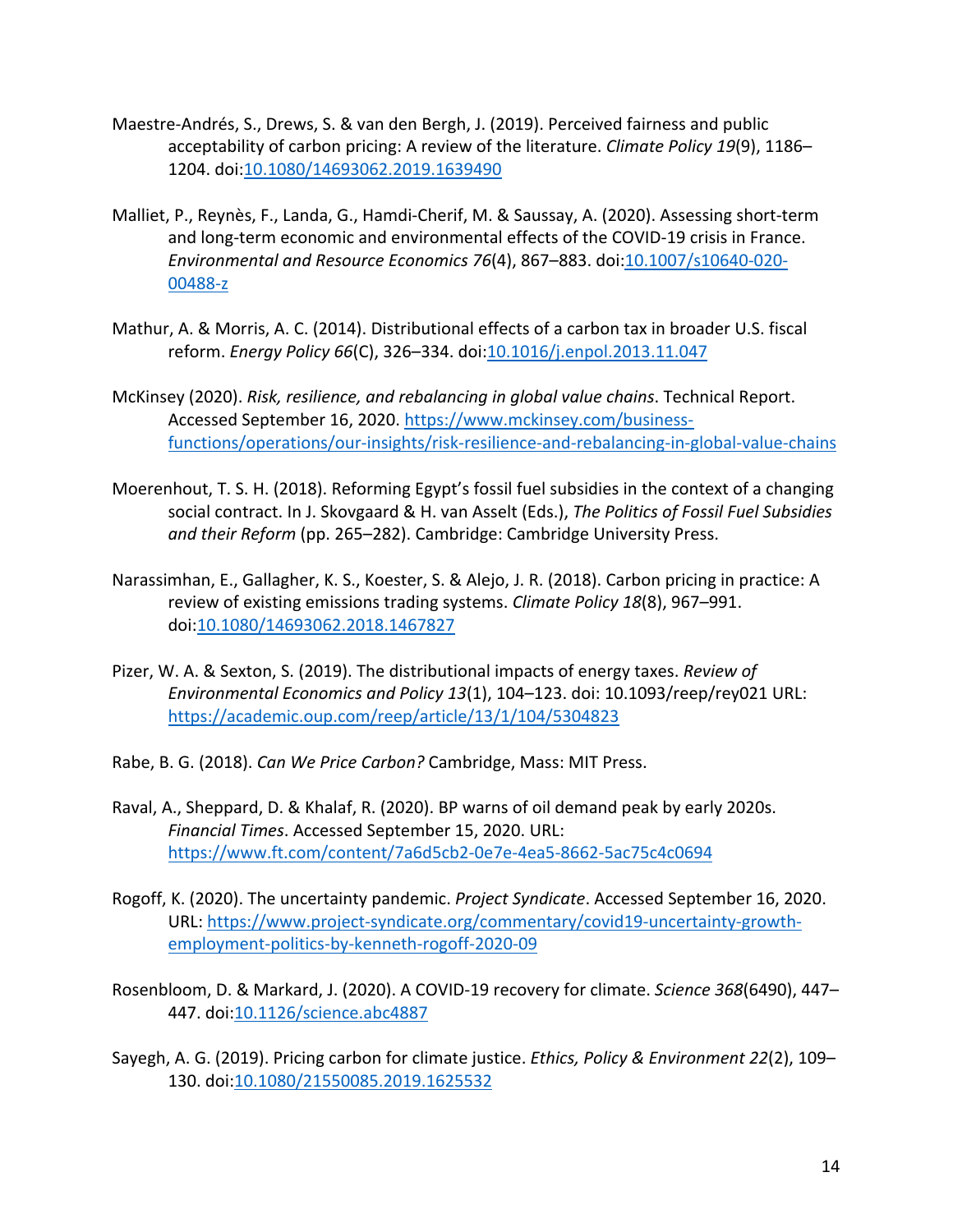Maestre-Andrés, S., Drews, S. & van den Bergh, J. (2019). Perceived fairness and public acceptability of carbon pricing: A review of the literature. *Climate Policy 19*(9), 1186–1204. doi:10.1080/14693062.2019.1639490

Malliet, P., Reynès, F., Landa, G., Hamdi-Cherif, M. & Saussay, A. (2020). Assessing short-term and long-term economic and environmental effects of the COVID-19 crisis in France. *Environmental and Resource Economics 76*(4), 867–883. doi:10.1007/s10640-020-00488-z

Mathur, A. & Morris, A. C. (2014). Distributional effects of a carbon tax in broader U.S. fiscal reform. *Energy Policy 66*(C), 326–334. doi:10.1016/j.enpol.2013.11.047

McKinsey (2020). *Risk, resilience, and rebalancing in global value chains*. Technical Report. Accessed September 16, 2020. https://www.mckinsey.com/business-functions/operations/our-insights/risk-resilience-and-rebalancing-in-global-value-chains

Moerenhout, T. S. H. (2018). Reforming Egypt's fossil fuel subsidies in the context of a changing social contract. In J. Skovgaard & H. van Asselt (Eds.), *The Politics of Fossil Fuel Subsidies and their Reform* (pp. 265–282). Cambridge: Cambridge University Press.

Narassimhan, E., Gallagher, K. S., Koester, S. & Alejo, J. R. (2018). Carbon pricing in practice: A review of existing emissions trading systems. *Climate Policy 18*(8), 967–991. doi:10.1080/14693062.2018.1467827

Pizer, W. A. & Sexton, S. (2019). The distributional impacts of energy taxes. *Review of Environmental Economics and Policy 13*(1), 104–123. doi: 10.1093/reep/rey021 URL: https://academic.oup.com/reep/article/13/1/104/5304823

Rabe, B. G. (2018). *Can We Price Carbon?* Cambridge, Mass: MIT Press.

Raval, A., Sheppard, D. & Khalaf, R. (2020). BP warns of oil demand peak by early 2020s. *Financial Times*. Accessed September 15, 2020. URL: https://www.ft.com/content/7a6d5cb2-0e7e-4ea5-8662-5ac75c4c0694

Rogoff, K. (2020). The uncertainty pandemic. *Project Syndicate*. Accessed September 16, 2020. URL: https://www.project-syndicate.org/commentary/covid19-uncertainty-growth-employment-politics-by-kenneth-rogoff-2020-09

Rosenbloom, D. & Markard, J. (2020). A COVID-19 recovery for climate. *Science 368*(6490), 447–447. doi:10.1126/science.abc4887

Sayegh, A. G. (2019). Pricing carbon for climate justice. *Ethics, Policy & Environment 22*(2), 109–130. doi:10.1080/21550085.2019.1625532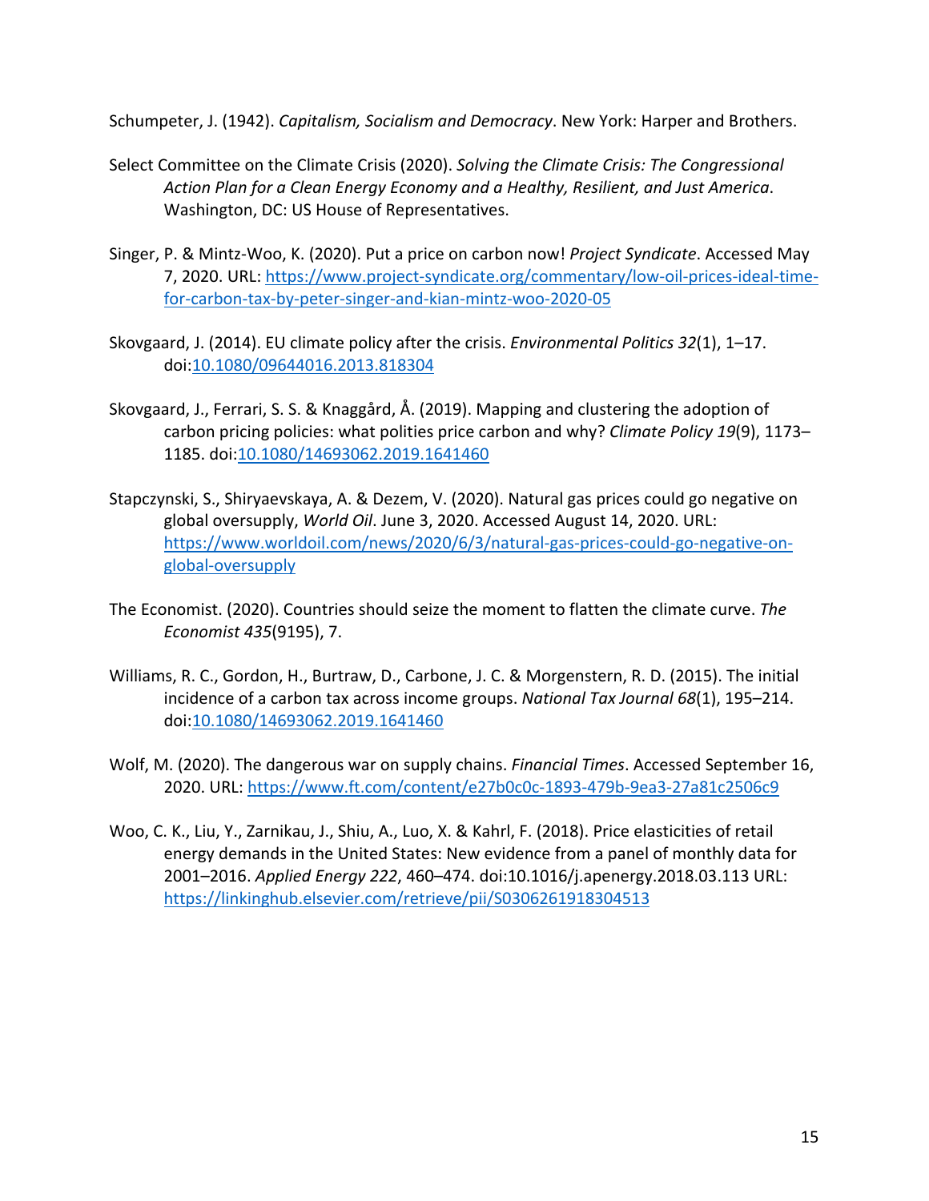Schumpeter, J. (1942). *Capitalism, Socialism and Democracy*. New York: Harper and Brothers.

Select Committee on the Climate Crisis (2020). *Solving the Climate Crisis: The Congressional Action Plan for a Clean Energy Economy and a Healthy, Resilient, and Just America*. Washington, DC: US House of Representatives.

Singer, P. & Mintz-Woo, K. (2020). Put a price on carbon now! *Project Syndicate*. Accessed May 7, 2020. URL: https://www.project-syndicate.org/commentary/low-oil-prices-ideal-time-for-carbon-tax-by-peter-singer-and-kian-mintz-woo-2020-05

Skovgaard, J. (2014). EU climate policy after the crisis. *Environmental Politics 32*(1), 1–17. doi:10.1080/09644016.2013.818304

Skovgaard, J., Ferrari, S. S. & Knaggård, Å. (2019). Mapping and clustering the adoption of carbon pricing policies: what polities price carbon and why? *Climate Policy 19*(9), 1173–1185. doi:10.1080/14693062.2019.1641460

Stapczynski, S., Shiryaevskaya, A. & Dezem, V. (2020). Natural gas prices could go negative on global oversupply, *World Oil*. June 3, 2020. Accessed August 14, 2020. URL: https://www.worldoil.com/news/2020/6/3/natural-gas-prices-could-go-negative-on-global-oversupply

The Economist. (2020). Countries should seize the moment to flatten the climate curve. *The Economist 435*(9195), 7.

Williams, R. C., Gordon, H., Burtraw, D., Carbone, J. C. & Morgenstern, R. D. (2015). The initial incidence of a carbon tax across income groups. *National Tax Journal 68*(1), 195–214. doi:10.1080/14693062.2019.1641460

Wolf, M. (2020). The dangerous war on supply chains. *Financial Times*. Accessed September 16, 2020. URL: https://www.ft.com/content/e27b0c0c-1893-479b-9ea3-27a81c2506c9

Woo, C. K., Liu, Y., Zarnikau, J., Shiu, A., Luo, X. & Kahrl, F. (2018). Price elasticities of retail energy demands in the United States: New evidence from a panel of monthly data for 2001–2016. *Applied Energy 222*, 460–474. doi:10.1016/j.apenergy.2018.03.113 URL: https://linkinghub.elsevier.com/retrieve/pii/S0306261918304513